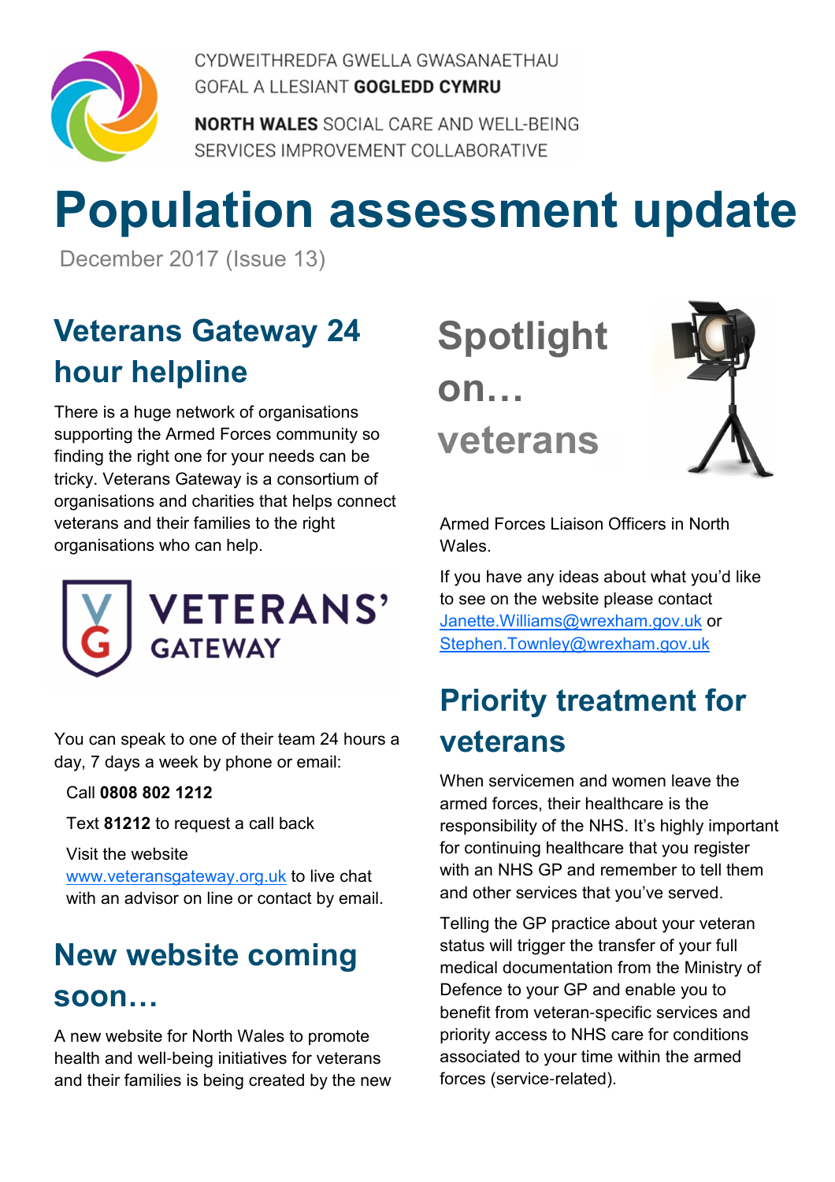CYDWEITHREDFA GWELLA GWASANAETHAU
GOFAL A LLESIANT **GOGLEDD CYMRU**

**NORTH WALES** SOCIAL CARE AND WELL-BEING
SERVICES IMPROVEMENT COLLABORATIVE

# Population assessment update

December 2017 (Issue 13)

## Veterans Gateway 24 hour helpline

There is a huge network of organisations supporting the Armed Forces community so finding the right one for your needs can be tricky. Veterans Gateway is a consortium of organisations and charities that helps connect veterans and their families to the right organisations who can help.

VETERANS' GATEWAY

You can speak to one of their team 24 hours a day, 7 days a week by phone or email:

Call **0808 802 1212**

Text **81212** to request a call back

Visit the website www.veteransgateway.org.uk to live chat with an advisor on line or contact by email.

## New website coming soon…

A new website for North Wales to promote health and well-being initiatives for veterans and their families is being created by the new

## Spotlight on… veterans

Armed Forces Liaison Officers in North Wales.

If you have any ideas about what you'd like to see on the website please contact Janette.Williams@wrexham.gov.uk or Stephen.Townley@wrexham.gov.uk

## Priority treatment for veterans

When servicemen and women leave the armed forces, their healthcare is the responsibility of the NHS. It's highly important for continuing healthcare that you register with an NHS GP and remember to tell them and other services that you've served.

Telling the GP practice about your veteran status will trigger the transfer of your full medical documentation from the Ministry of Defence to your GP and enable you to benefit from veteran-specific services and priority access to NHS care for conditions associated to your time within the armed forces (service-related).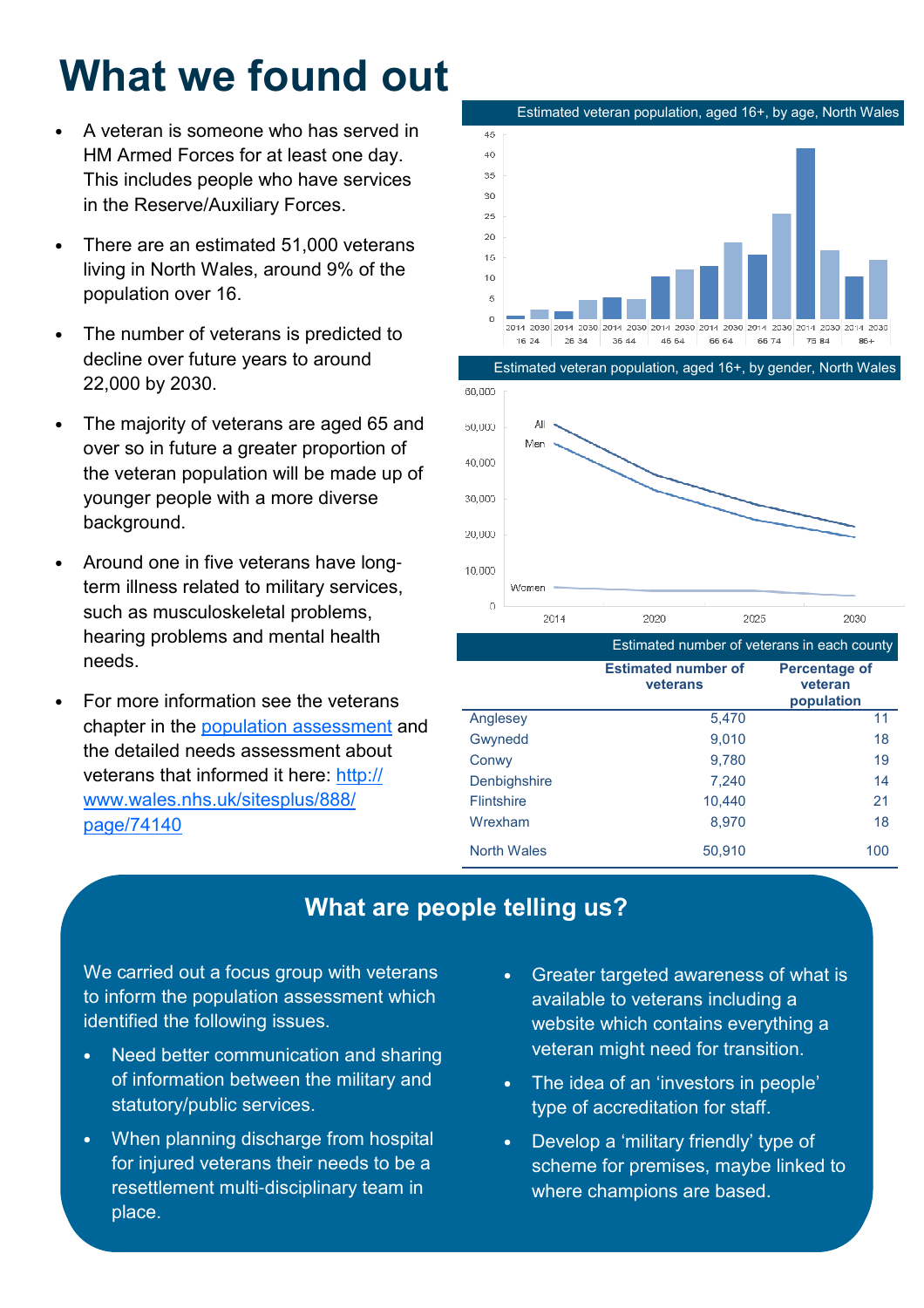# What we found out

- A veteran is someone who has served in HM Armed Forces for at least one day. This includes people who have services in the Reserve/Auxiliary Forces.
- There are an estimated 51,000 veterans living in North Wales, around 9% of the population over 16.
- The number of veterans is predicted to decline over future years to around 22,000 by 2030.
- The majority of veterans are aged 65 and over so in future a greater proportion of the veteran population will be made up of younger people with a more diverse background.
- Around one in five veterans have long-term illness related to military services, such as musculoskeletal problems, hearing problems and mental health needs.
- For more information see the veterans chapter in the [population assessment](population assessment) and the detailed needs assessment about veterans that informed it here: [http://www.wales.nhs.uk/sitesplus/888/page/74140](http://www.wales.nhs.uk/sitesplus/888/page/74140)

Estimated veteran population, aged 16+, by age, North Wales

Estimated veteran population, aged 16+, by gender, North Wales

Estimated number of veterans in each county

| | Estimated number of veterans | Percentage of veteran population |
|---|---|---|
| Anglesey | 5,470 | 11 |
| Gwynedd | 9,010 | 18 |
| Conwy | 9,780 | 19 |
| Denbighshire | 7,240 | 14 |
| Flintshire | 10,440 | 21 |
| Wrexham | 8,970 | 18 |
| North Wales | 50,910 | 100 |

## What are people telling us?

We carried out a focus group with veterans to inform the population assessment which identified the following issues.

- Need better communication and sharing of information between the military and statutory/public services.
- When planning discharge from hospital for injured veterans their needs to be a resettlement multi-disciplinary team in place.
- Greater targeted awareness of what is available to veterans including a website which contains everything a veteran might need for transition.
- The idea of an 'investors in people' type of accreditation for staff.
- Develop a 'military friendly' type of scheme for premises, maybe linked to where champions are based.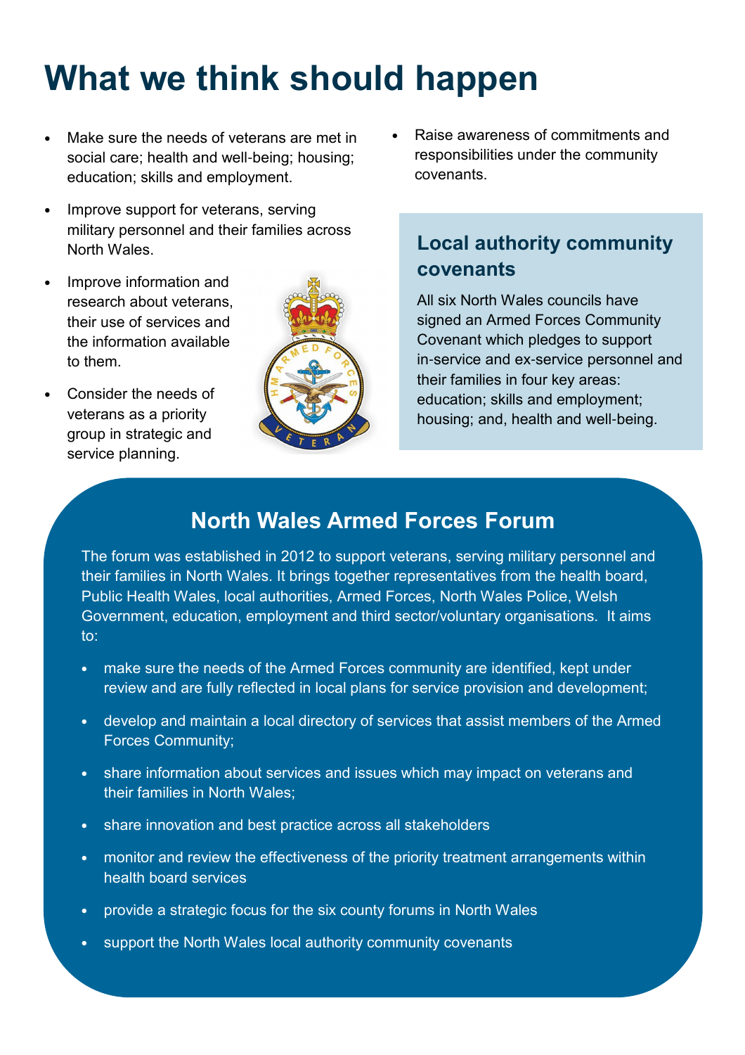# What we think should happen

- Make sure the needs of veterans are met in social care; health and well-being; housing; education; skills and employment.
- Improve support for veterans, serving military personnel and their families across North Wales.
- Improve information and research about veterans, their use of services and the information available to them.
- Consider the needs of veterans as a priority group in strategic and service planning.
- Raise awareness of commitments and responsibilities under the community covenants.

## Local authority community covenants

All six North Wales councils have signed an Armed Forces Community Covenant which pledges to support in-service and ex-service personnel and their families in four key areas: education; skills and employment; housing; and, health and well-being.

## North Wales Armed Forces Forum

The forum was established in 2012 to support veterans, serving military personnel and their families in North Wales. It brings together representatives from the health board, Public Health Wales, local authorities, Armed Forces, North Wales Police, Welsh Government, education, employment and third sector/voluntary organisations. It aims to:

- make sure the needs of the Armed Forces community are identified, kept under review and are fully reflected in local plans for service provision and development;
- develop and maintain a local directory of services that assist members of the Armed Forces Community;
- share information about services and issues which may impact on veterans and their families in North Wales;
- share innovation and best practice across all stakeholders
- monitor and review the effectiveness of the priority treatment arrangements within health board services
- provide a strategic focus for the six county forums in North Wales
- support the North Wales local authority community covenants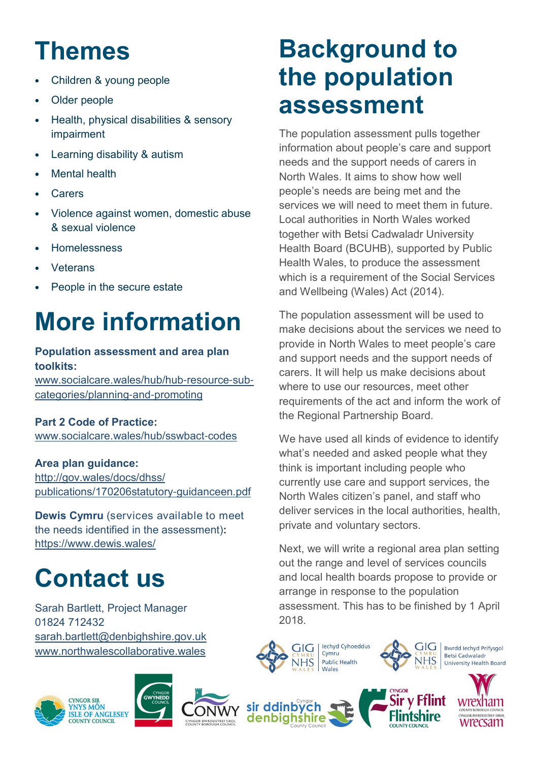# Themes

- Children & young people
- Older people
- Health, physical disabilities & sensory impairment
- Learning disability & autism
- Mental health
- Carers
- Violence against women, domestic abuse & sexual violence
- Homelessness
- Veterans
- People in the secure estate

# More information

**Population assessment and area plan toolkits:**
www.socialcare.wales/hub/hub-resource-sub-categories/planning-and-promoting

**Part 2 Code of Practice:**
www.socialcare.wales/hub/sswbact-codes

**Area plan guidance:**
http://gov.wales/docs/dhss/publications/170206statutory-guidanceen.pdf

**Dewis Cymru** (services available to meet the needs identified in the assessment)**:**
https://www.dewis.wales/

# Contact us

Sarah Bartlett, Project Manager
01824 712432
sarah.bartlett@denbighshire.gov.uk
www.northwalescollaborative.wales

# Background to the population assessment

The population assessment pulls together information about people's care and support needs and the support needs of carers in North Wales. It aims to show how well people's needs are being met and the services we will need to meet them in future. Local authorities in North Wales worked together with Betsi Cadwaladr University Health Board (BCUHB), supported by Public Health Wales, to produce the assessment which is a requirement of the Social Services and Wellbeing (Wales) Act (2014).

The population assessment will be used to make decisions about the services we need to provide in North Wales to meet people's care and support needs and the support needs of carers. It will help us make decisions about where to use our resources, meet other requirements of the act and inform the work of the Regional Partnership Board.

We have used all kinds of evidence to identify what's needed and asked people what they think is important including people who currently use care and support services, the North Wales citizen's panel, and staff who deliver services in the local authorities, health, private and voluntary sectors.

Next, we will write a regional area plan setting out the range and level of services councils and local health boards propose to provide or arrange in response to the population assessment. This has to be finished by 1 April 2018.

GIG Cymru NHS Wales – Iechyd Cyhoeddus Cymru Public Health Wales

GIG Cymru NHS Wales – Bwrdd Iechyd Prifysgol Betsi Cadwaladr University Health Board

Cyngor Sir Ynys Môn Isle of Anglesey County Council · Cyngor Gwynedd Council · Conwy Cyngor Bwrdeistref Sirol County Borough Council · Cyngor Sir Ddinbych Denbighshire County Council · Cyngor Sir y Fflint Flintshire County Council · Wrexham County Borough Council Cyngor Bwrdeistref Sirol Wrecsam